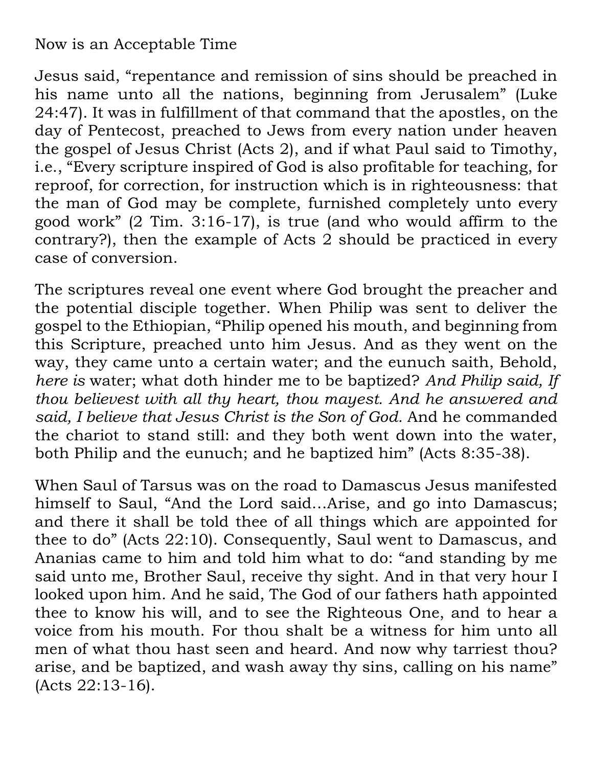# Now is an Acceptable Time

Jesus said, "repentance and remission of sins should be preached in his name unto all the nations, beginning from Jerusalem" (Luke 24:47). It was in fulfillment of that command that the apostles, on the day of Pentecost, preached to Jews from every nation under heaven the gospel of Jesus Christ (Acts 2), and if what Paul said to Timothy, i.e., "Every scripture inspired of God is also profitable for teaching, for reproof, for correction, for instruction which is in righteousness: that the man of God may be complete, furnished completely unto every good work" (2 Tim. 3:16-17), is true (and who would affirm to the contrary?), then the example of Acts 2 should be practiced in every case of conversion.

The scriptures reveal one event where God brought the preacher and the potential disciple together. When Philip was sent to deliver the gospel to the Ethiopian, "Philip opened his mouth, and beginning from this Scripture, preached unto him Jesus. And as they went on the way, they came unto a certain water; and the eunuch saith, Behold, *here is* water; what doth hinder me to be baptized? *And Philip said, If thou believest with all thy heart, thou mayest. And he answered and said, I believe that Jesus Christ is the Son of God.* And he commanded the chariot to stand still: and they both went down into the water, both Philip and the eunuch; and he baptized him" (Acts 8:35-38).

When Saul of Tarsus was on the road to Damascus Jesus manifested himself to Saul, "And the Lord said…Arise, and go into Damascus; and there it shall be told thee of all things which are appointed for thee to do" (Acts 22:10). Consequently, Saul went to Damascus, and Ananias came to him and told him what to do: "and standing by me said unto me, Brother Saul, receive thy sight. And in that very hour I looked upon him. And he said, The God of our fathers hath appointed thee to know his will, and to see the Righteous One, and to hear a voice from his mouth. For thou shalt be a witness for him unto all men of what thou hast seen and heard. And now why tarriest thou? arise, and be baptized, and wash away thy sins, calling on his name" (Acts 22:13-16).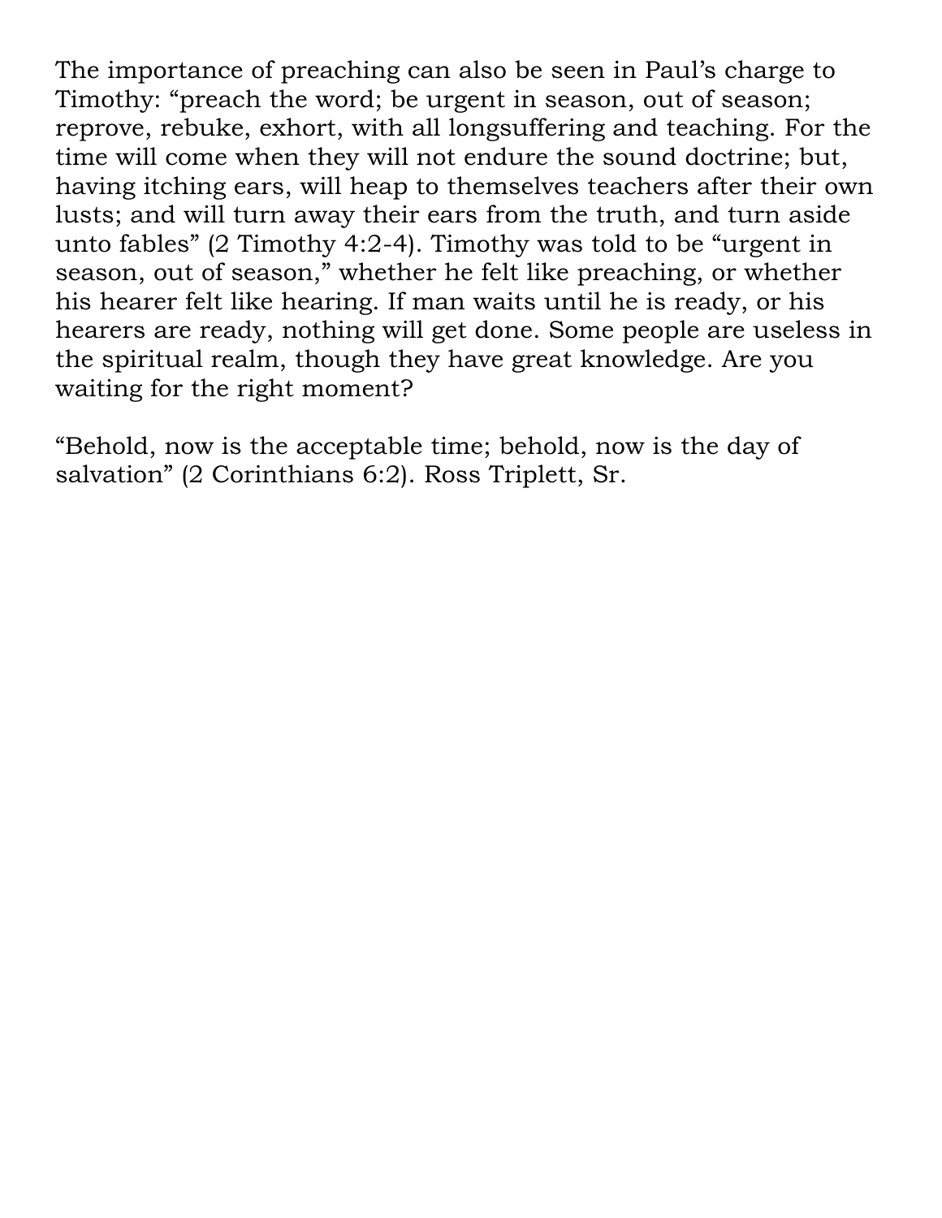The importance of preaching can also be seen in Paul's charge to Timothy: "preach the word; be urgent in season, out of season; reprove, rebuke, exhort, with all longsuffering and teaching. For the time will come when they will not endure the sound doctrine; but, having itching ears, will heap to themselves teachers after their own lusts; and will turn away their ears from the truth, and turn aside unto fables" (2 Timothy 4:2-4). Timothy was told to be "urgent in season, out of season," whether he felt like preaching, or whether his hearer felt like hearing. If man waits until he is ready, or his hearers are ready, nothing will get done. Some people are useless in the spiritual realm, though they have great knowledge. Are you waiting for the right moment?

"Behold, now is the acceptable time; behold, now is the day of salvation" (2 Corinthians 6:2). Ross Triplett, Sr.